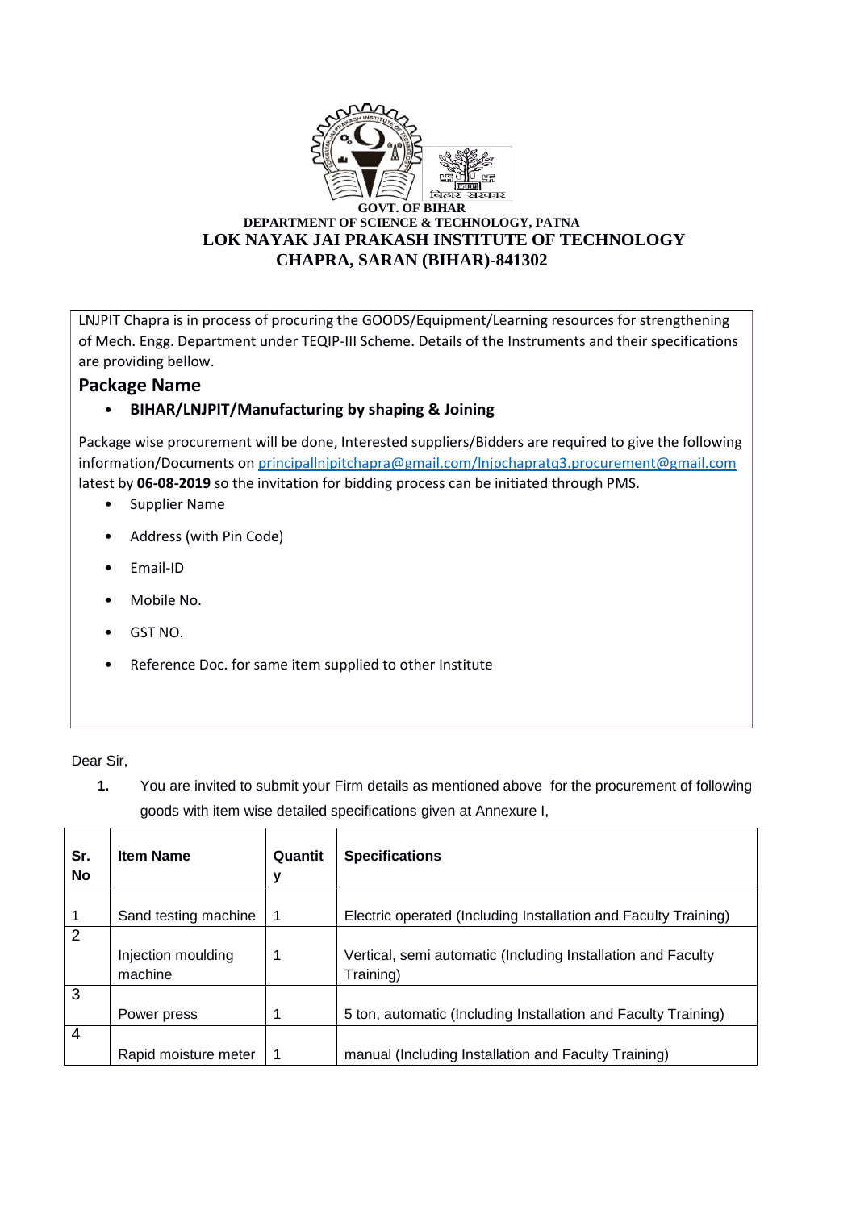**GOVT. OF BIHAR**
**DEPARTMENT OF SCIENCE & TECHNOLOGY, PATNA**
**LOK NAYAK JAI PRAKASH INSTITUTE OF TECHNOLOGY**
**CHAPRA, SARAN (BIHAR)-841302**

LNJPIT Chapra is in process of procuring the GOODS/Equipment/Learning resources for strengthening of Mech. Engg. Department under TEQIP-III Scheme. Details of the Instruments and their specifications are providing bellow.

## Package Name

- **BIHAR/LNJPIT/Manufacturing by shaping & Joining**

Package wise procurement will be done, Interested suppliers/Bidders are required to give the following information/Documents on principallnjpitchapra@gmail.com/lnjpchapratq3.procurement@gmail.com latest by **06-08-2019** so the invitation for bidding process can be initiated through PMS.

- Supplier Name
- Address (with Pin Code)
- Email-ID
- Mobile No.
- GST NO.
- Reference Doc. for same item supplied to other Institute

Dear Sir,

1. You are invited to submit your Firm details as mentioned above for the procurement of following goods with item wise detailed specifications given at Annexure I,

| Sr. No | Item Name | Quantity | Specifications |
|---|---|---|---|
| 1 | Sand testing machine | 1 | Electric operated (Including Installation and Faculty Training) |
| 2 | Injection moulding machine | 1 | Vertical, semi automatic (Including Installation and Faculty Training) |
| 3 | Power press | 1 | 5 ton, automatic (Including Installation and Faculty Training) |
| 4 | Rapid moisture meter | 1 | manual (Including Installation and Faculty Training) |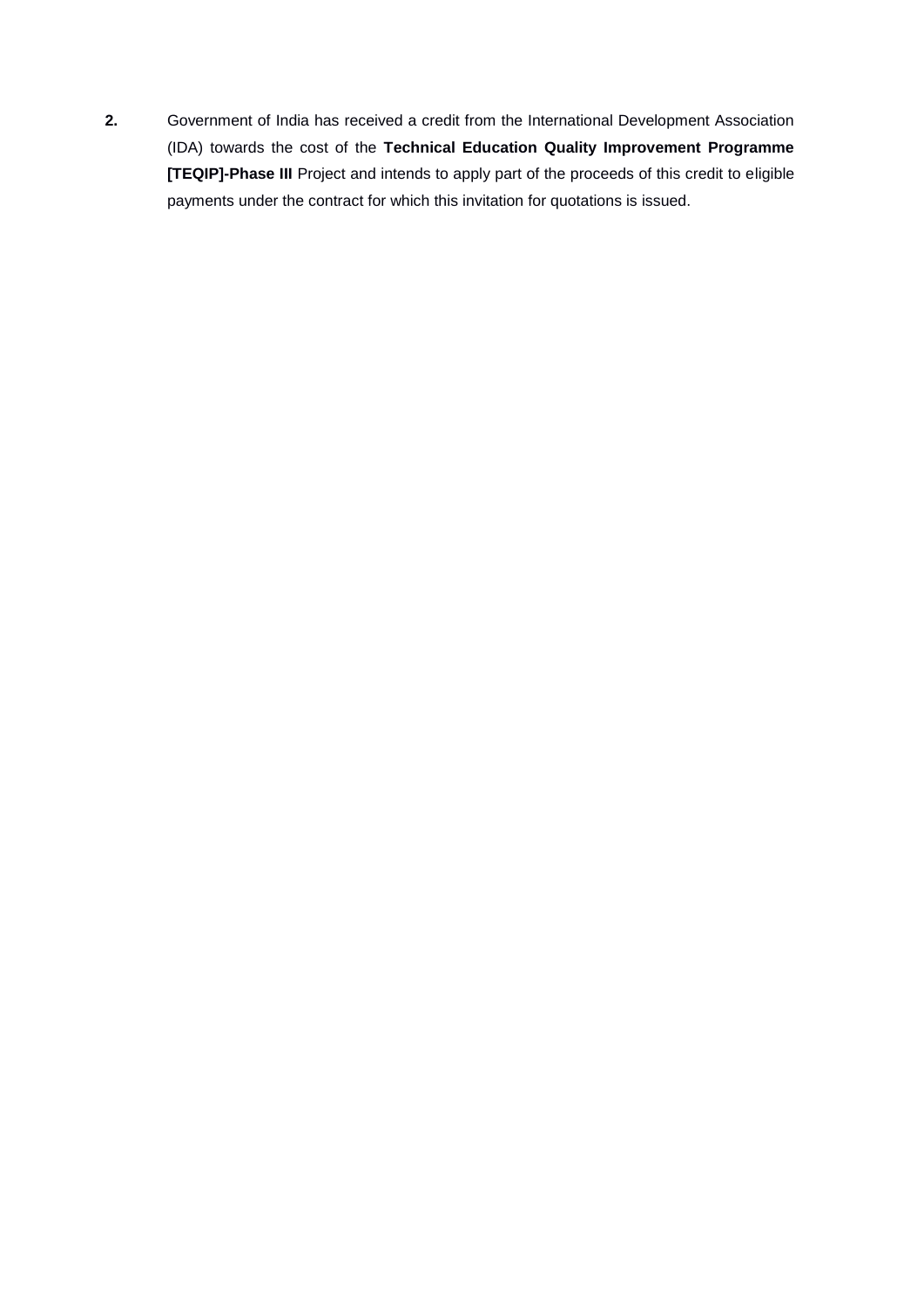**2.** Government of India has received a credit from the International Development Association (IDA) towards the cost of the **Technical Education Quality Improvement Programme [TEQIP]-Phase III** Project and intends to apply part of the proceeds of this credit to eligible payments under the contract for which this invitation for quotations is issued.